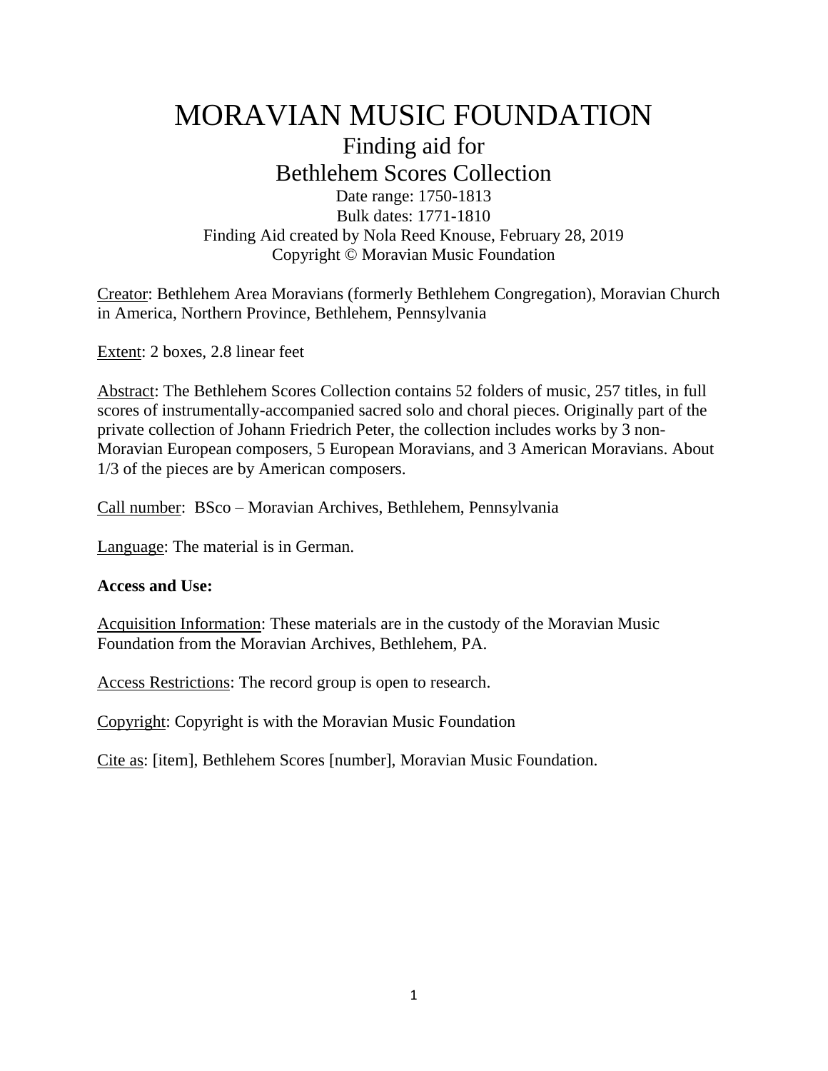# MORAVIAN MUSIC FOUNDATION

## Finding aid for
## Bethlehem Scores Collection

Date range: 1750-1813
Bulk dates: 1771-1810
Finding Aid created by Nola Reed Knouse, February 28, 2019
Copyright © Moravian Music Foundation

Creator: Bethlehem Area Moravians (formerly Bethlehem Congregation), Moravian Church in America, Northern Province, Bethlehem, Pennsylvania

Extent: 2 boxes, 2.8 linear feet

Abstract: The Bethlehem Scores Collection contains 52 folders of music, 257 titles, in full scores of instrumentally-accompanied sacred solo and choral pieces. Originally part of the private collection of Johann Friedrich Peter, the collection includes works by 3 non-Moravian European composers, 5 European Moravians, and 3 American Moravians. About 1/3 of the pieces are by American composers.

Call number: BSco – Moravian Archives, Bethlehem, Pennsylvania

Language: The material is in German.

**Access and Use:**

Acquisition Information: These materials are in the custody of the Moravian Music Foundation from the Moravian Archives, Bethlehem, PA.

Access Restrictions: The record group is open to research.

Copyright: Copyright is with the Moravian Music Foundation

Cite as: [item], Bethlehem Scores [number], Moravian Music Foundation.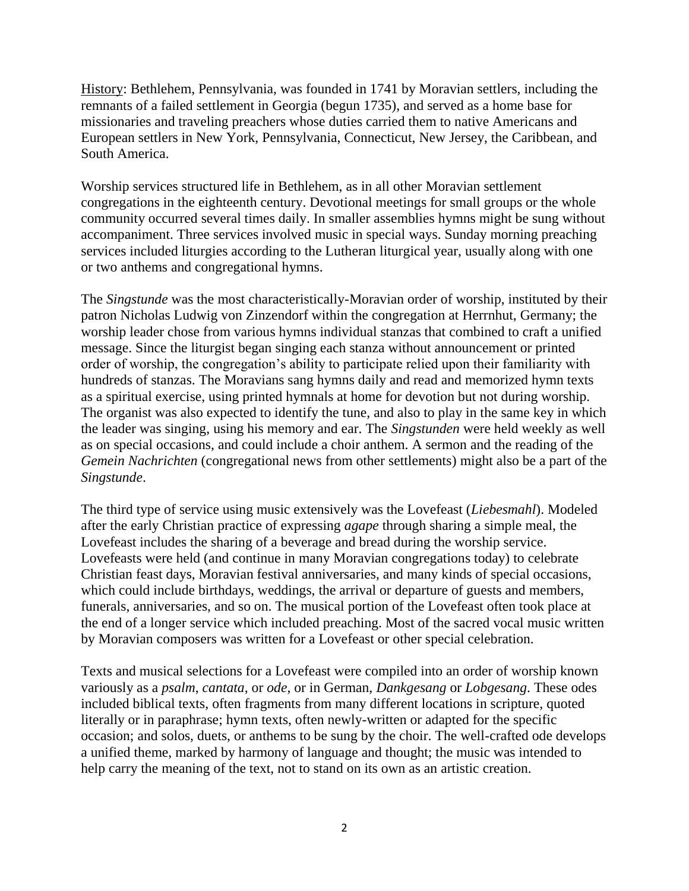History: Bethlehem, Pennsylvania, was founded in 1741 by Moravian settlers, including the remnants of a failed settlement in Georgia (begun 1735), and served as a home base for missionaries and traveling preachers whose duties carried them to native Americans and European settlers in New York, Pennsylvania, Connecticut, New Jersey, the Caribbean, and South America.

Worship services structured life in Bethlehem, as in all other Moravian settlement congregations in the eighteenth century. Devotional meetings for small groups or the whole community occurred several times daily. In smaller assemblies hymns might be sung without accompaniment. Three services involved music in special ways. Sunday morning preaching services included liturgies according to the Lutheran liturgical year, usually along with one or two anthems and congregational hymns.

The *Singstunde* was the most characteristically-Moravian order of worship, instituted by their patron Nicholas Ludwig von Zinzendorf within the congregation at Herrnhut, Germany; the worship leader chose from various hymns individual stanzas that combined to craft a unified message. Since the liturgist began singing each stanza without announcement or printed order of worship, the congregation's ability to participate relied upon their familiarity with hundreds of stanzas. The Moravians sang hymns daily and read and memorized hymn texts as a spiritual exercise, using printed hymnals at home for devotion but not during worship. The organist was also expected to identify the tune, and also to play in the same key in which the leader was singing, using his memory and ear. The *Singstunden* were held weekly as well as on special occasions, and could include a choir anthem. A sermon and the reading of the *Gemein Nachrichten* (congregational news from other settlements) might also be a part of the *Singstunde*.

The third type of service using music extensively was the Lovefeast (*Liebesmahl*). Modeled after the early Christian practice of expressing *agape* through sharing a simple meal, the Lovefeast includes the sharing of a beverage and bread during the worship service. Lovefeasts were held (and continue in many Moravian congregations today) to celebrate Christian feast days, Moravian festival anniversaries, and many kinds of special occasions, which could include birthdays, weddings, the arrival or departure of guests and members, funerals, anniversaries, and so on. The musical portion of the Lovefeast often took place at the end of a longer service which included preaching. Most of the sacred vocal music written by Moravian composers was written for a Lovefeast or other special celebration.

Texts and musical selections for a Lovefeast were compiled into an order of worship known variously as a *psalm*, *cantata*, or *ode*, or in German, *Dankgesang* or *Lobgesang*. These odes included biblical texts, often fragments from many different locations in scripture, quoted literally or in paraphrase; hymn texts, often newly-written or adapted for the specific occasion; and solos, duets, or anthems to be sung by the choir. The well-crafted ode develops a unified theme, marked by harmony of language and thought; the music was intended to help carry the meaning of the text, not to stand on its own as an artistic creation.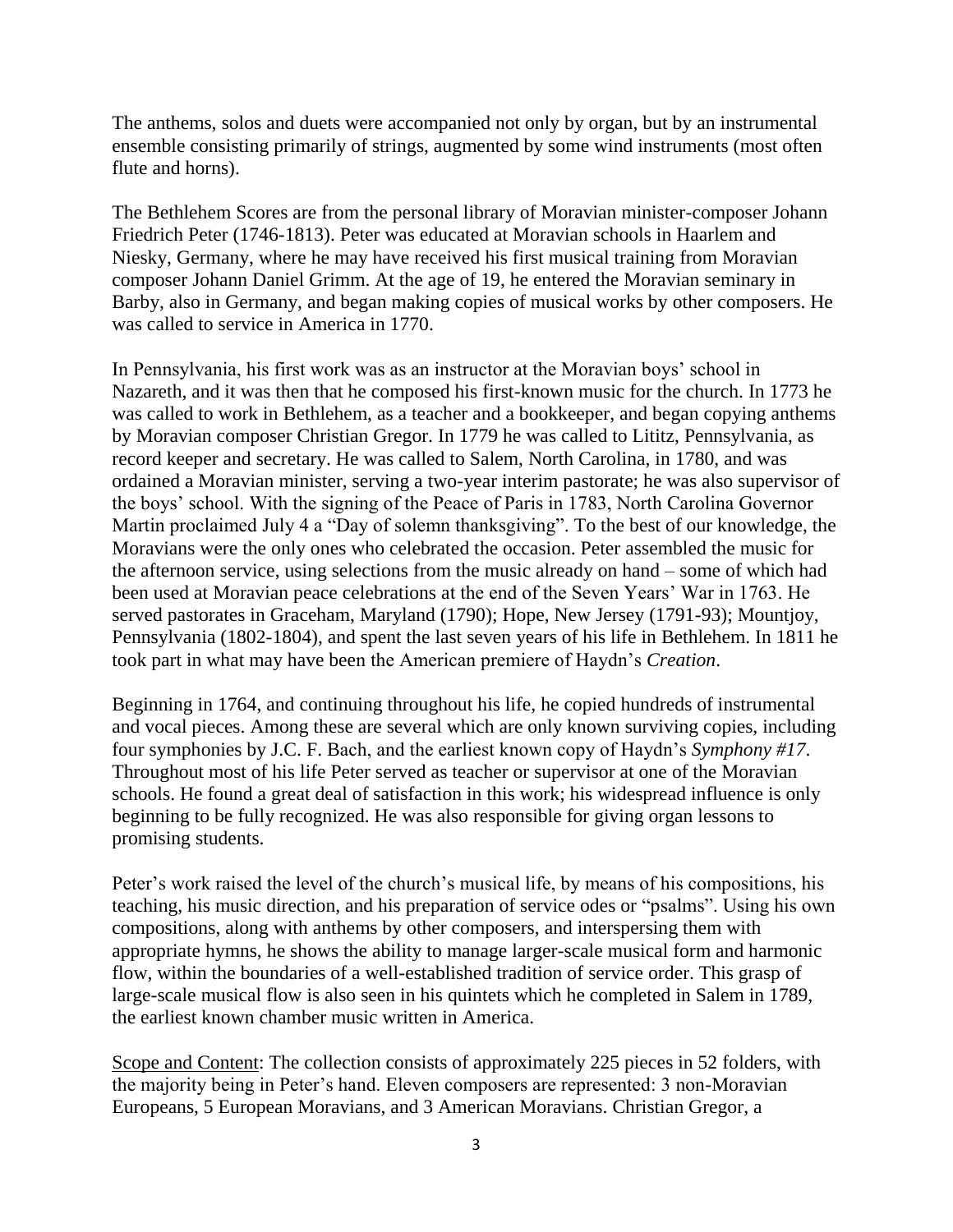The anthems, solos and duets were accompanied not only by organ, but by an instrumental ensemble consisting primarily of strings, augmented by some wind instruments (most often flute and horns).

The Bethlehem Scores are from the personal library of Moravian minister-composer Johann Friedrich Peter (1746-1813). Peter was educated at Moravian schools in Haarlem and Niesky, Germany, where he may have received his first musical training from Moravian composer Johann Daniel Grimm. At the age of 19, he entered the Moravian seminary in Barby, also in Germany, and began making copies of musical works by other composers. He was called to service in America in 1770.

In Pennsylvania, his first work was as an instructor at the Moravian boys' school in Nazareth, and it was then that he composed his first-known music for the church. In 1773 he was called to work in Bethlehem, as a teacher and a bookkeeper, and began copying anthems by Moravian composer Christian Gregor. In 1779 he was called to Lititz, Pennsylvania, as record keeper and secretary. He was called to Salem, North Carolina, in 1780, and was ordained a Moravian minister, serving a two-year interim pastorate; he was also supervisor of the boys' school. With the signing of the Peace of Paris in 1783, North Carolina Governor Martin proclaimed July 4 a "Day of solemn thanksgiving". To the best of our knowledge, the Moravians were the only ones who celebrated the occasion. Peter assembled the music for the afternoon service, using selections from the music already on hand – some of which had been used at Moravian peace celebrations at the end of the Seven Years' War in 1763. He served pastorates in Graceham, Maryland (1790); Hope, New Jersey (1791-93); Mountjoy, Pennsylvania (1802-1804), and spent the last seven years of his life in Bethlehem. In 1811 he took part in what may have been the American premiere of Haydn's *Creation*.

Beginning in 1764, and continuing throughout his life, he copied hundreds of instrumental and vocal pieces. Among these are several which are only known surviving copies, including four symphonies by J.C. F. Bach, and the earliest known copy of Haydn's *Symphony #17*. Throughout most of his life Peter served as teacher or supervisor at one of the Moravian schools. He found a great deal of satisfaction in this work; his widespread influence is only beginning to be fully recognized. He was also responsible for giving organ lessons to promising students.

Peter's work raised the level of the church's musical life, by means of his compositions, his teaching, his music direction, and his preparation of service odes or "psalms". Using his own compositions, along with anthems by other composers, and interspersing them with appropriate hymns, he shows the ability to manage larger-scale musical form and harmonic flow, within the boundaries of a well-established tradition of service order. This grasp of large-scale musical flow is also seen in his quintets which he completed in Salem in 1789, the earliest known chamber music written in America.

Scope and Content: The collection consists of approximately 225 pieces in 52 folders, with the majority being in Peter's hand. Eleven composers are represented: 3 non-Moravian Europeans, 5 European Moravians, and 3 American Moravians. Christian Gregor, a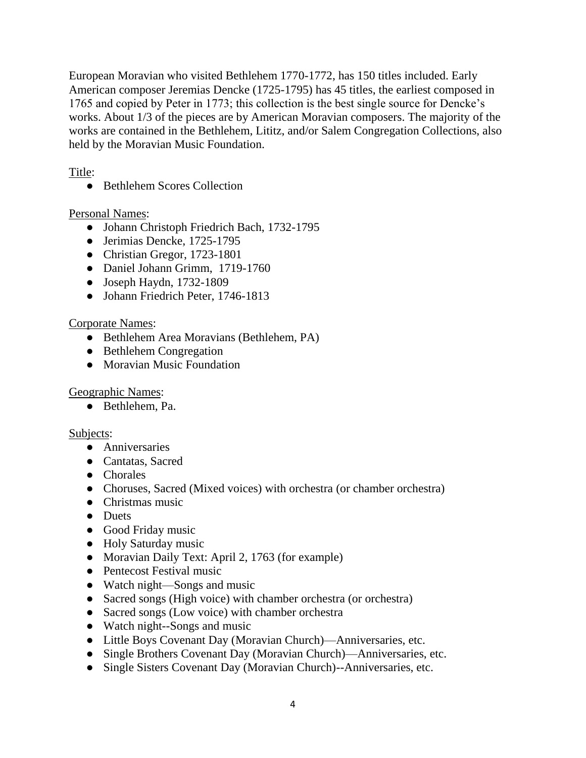European Moravian who visited Bethlehem 1770-1772, has 150 titles included. Early American composer Jeremias Dencke (1725-1795) has 45 titles, the earliest composed in 1765 and copied by Peter in 1773; this collection is the best single source for Dencke's works. About 1/3 of the pieces are by American Moravian composers. The majority of the works are contained in the Bethlehem, Lititz, and/or Salem Congregation Collections, also held by the Moravian Music Foundation.

Title:

- Bethlehem Scores Collection

Personal Names:

- Johann Christoph Friedrich Bach, 1732-1795
- Jerimias Dencke, 1725-1795
- Christian Gregor, 1723-1801
- Daniel Johann Grimm, 1719-1760
- Joseph Haydn, 1732-1809
- Johann Friedrich Peter, 1746-1813

Corporate Names:

- Bethlehem Area Moravians (Bethlehem, PA)
- Bethlehem Congregation
- Moravian Music Foundation

Geographic Names:

- Bethlehem, Pa.

Subjects:

- Anniversaries
- Cantatas, Sacred
- Chorales
- Choruses, Sacred (Mixed voices) with orchestra (or chamber orchestra)
- Christmas music
- Duets
- Good Friday music
- Holy Saturday music
- Moravian Daily Text: April 2, 1763 (for example)
- Pentecost Festival music
- Watch night—Songs and music
- Sacred songs (High voice) with chamber orchestra (or orchestra)
- Sacred songs (Low voice) with chamber orchestra
- Watch night--Songs and music
- Little Boys Covenant Day (Moravian Church)—Anniversaries, etc.
- Single Brothers Covenant Day (Moravian Church)—Anniversaries, etc.
- Single Sisters Covenant Day (Moravian Church)--Anniversaries, etc.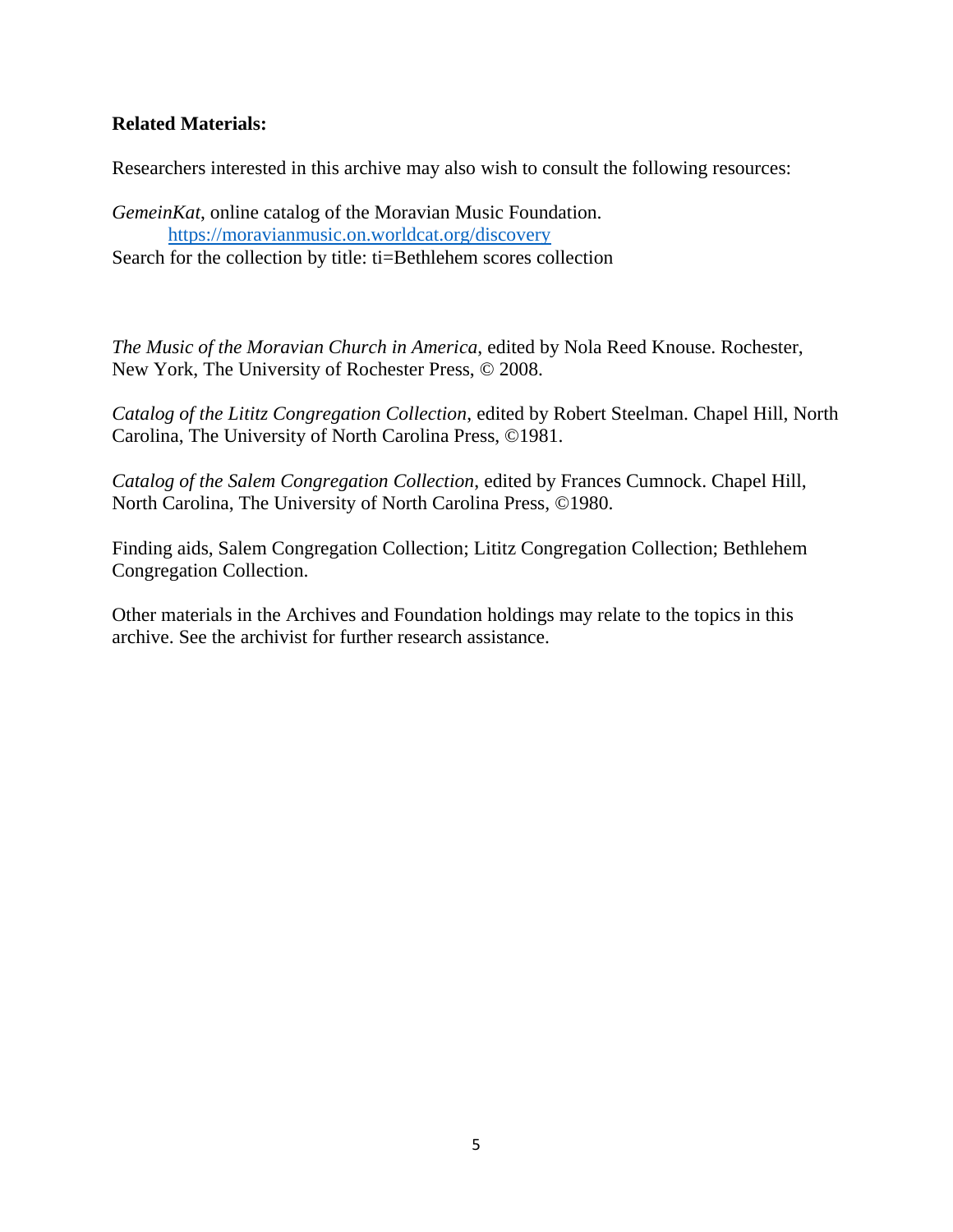**Related Materials:**

Researchers interested in this archive may also wish to consult the following resources:

*GemeinKat*, online catalog of the Moravian Music Foundation.
https://moravianmusic.on.worldcat.org/discovery
Search for the collection by title: ti=Bethlehem scores collection

*The Music of the Moravian Church in America*, edited by Nola Reed Knouse. Rochester, New York, The University of Rochester Press, © 2008.

*Catalog of the Lititz Congregation Collection*, edited by Robert Steelman. Chapel Hill, North Carolina, The University of North Carolina Press, ©1981.

*Catalog of the Salem Congregation Collection*, edited by Frances Cumnock. Chapel Hill, North Carolina, The University of North Carolina Press, ©1980.

Finding aids, Salem Congregation Collection; Lititz Congregation Collection; Bethlehem Congregation Collection.

Other materials in the Archives and Foundation holdings may relate to the topics in this archive. See the archivist for further research assistance.